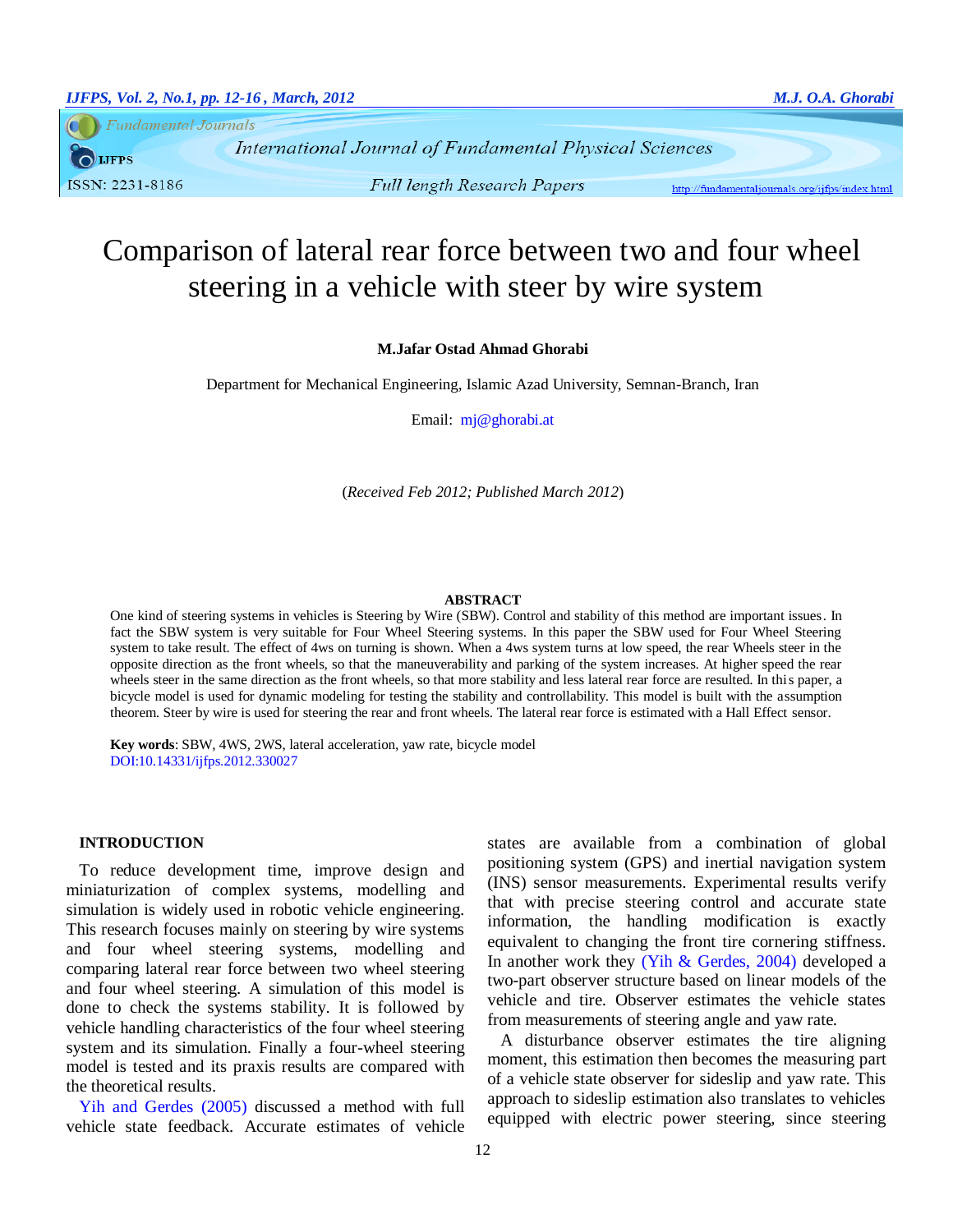# Comparison of lateral rear force between two and four wheel steering in a vehicle with steer by wire system

**M.Jafar Ostad Ahmad Ghorabi**

Department for Mechanical Engineering, Islamic Azad University, Semnan-Branch, Iran

Email: mj@ghorabi.at

(*Received Feb 2012; Published March 2012*)

## ABSTRACT

One kind of steering systems in vehicles is Steering by Wire (SBW). Control and stability of this method are important issues. In fact the SBW system is very suitable for Four Wheel Steering systems. In this paper the SBW used for Four Wheel Steering system to take result. The effect of 4ws on turning is shown. When a 4ws system turns at low speed, the rear Wheels steer in the opposite direction as the front wheels, so that the maneuverability and parking of the system increases. At higher speed the rear wheels steer in the same direction as the front wheels, so that more stability and less lateral rear force are resulted. In this paper, a bicycle model is used for dynamic modeling for testing the stability and controllability. This model is built with the assumption theorem. Steer by wire is used for steering the rear and front wheels. The lateral rear force is estimated with a Hall Effect sensor.

**Key words**: SBW, 4WS, 2WS, lateral acceleration, yaw rate, bicycle model

DOI:10.14331/ijfps.2012.330027

## INTRODUCTION

To reduce development time, improve design and miniaturization of complex systems, modelling and simulation is widely used in robotic vehicle engineering. This research focuses mainly on steering by wire systems and four wheel steering systems, modelling and comparing lateral rear force between two wheel steering and four wheel steering. A simulation of this model is done to check the systems stability. It is followed by vehicle handling characteristics of the four wheel steering system and its simulation. Finally a four-wheel steering model is tested and its praxis results are compared with the theoretical results.

Yih and Gerdes (2005) discussed a method with full vehicle state feedback. Accurate estimates of vehicle states are available from a combination of global positioning system (GPS) and inertial navigation system (INS) sensor measurements. Experimental results verify that with precise steering control and accurate state information, the handling modification is exactly equivalent to changing the front tire cornering stiffness. In another work they (Yih & Gerdes, 2004) developed a two-part observer structure based on linear models of the vehicle and tire. Observer estimates the vehicle states from measurements of steering angle and yaw rate.

A disturbance observer estimates the tire aligning moment, this estimation then becomes the measuring part of a vehicle state observer for sideslip and yaw rate. This approach to sideslip estimation also translates to vehicles equipped with electric power steering, since steering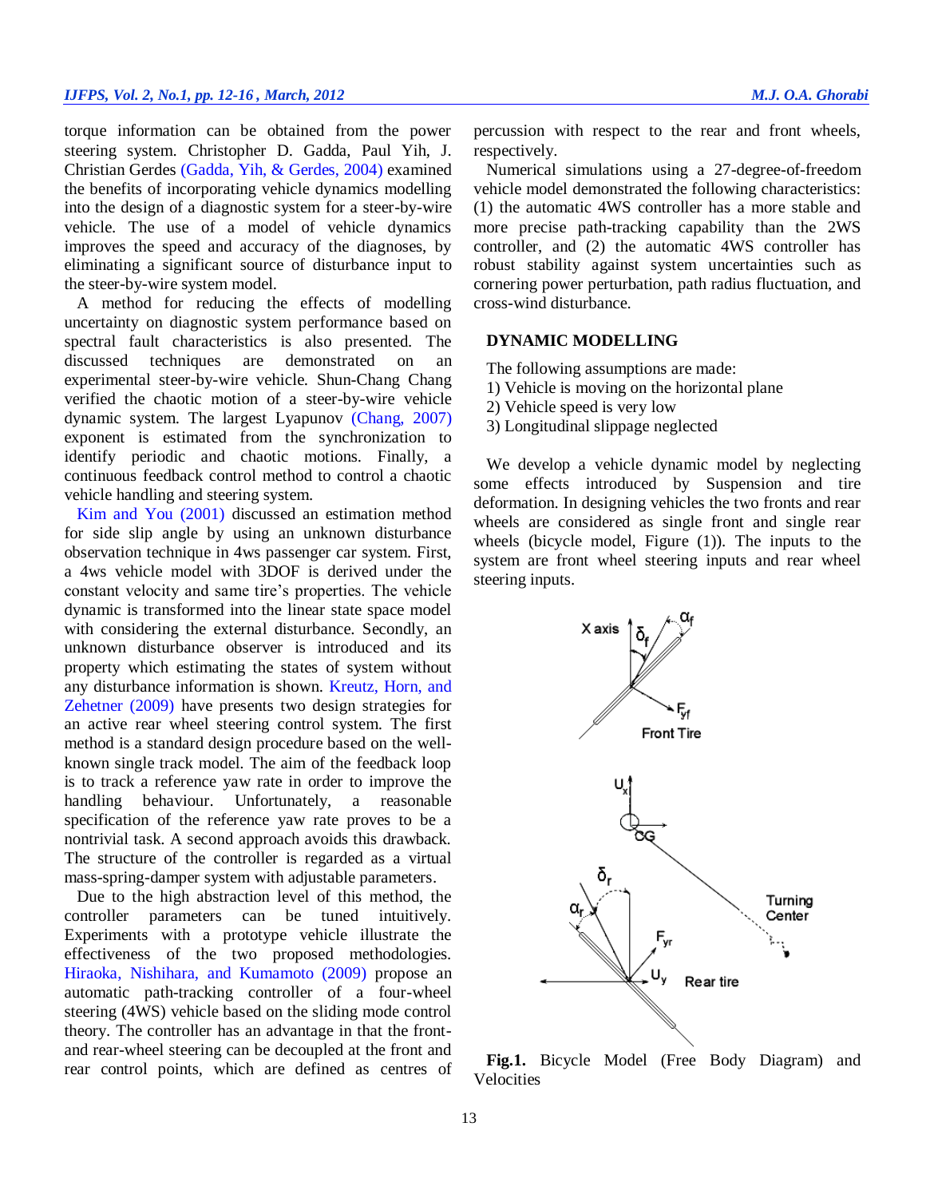torque information can be obtained from the power steering system. Christopher D. Gadda, Paul Yih, J. Christian Gerdes (Gadda, Yih, & Gerdes, 2004) examined the benefits of incorporating vehicle dynamics modelling into the design of a diagnostic system for a steer-by-wire vehicle. The use of a model of vehicle dynamics improves the speed and accuracy of the diagnoses, by eliminating a significant source of disturbance input to the steer-by-wire system model.

A method for reducing the effects of modelling uncertainty on diagnostic system performance based on spectral fault characteristics is also presented. The discussed techniques are demonstrated on an experimental steer-by-wire vehicle. Shun-Chang Chang verified the chaotic motion of a steer-by-wire vehicle dynamic system. The largest Lyapunov (Chang, 2007) exponent is estimated from the synchronization to identify periodic and chaotic motions. Finally, a continuous feedback control method to control a chaotic vehicle handling and steering system.

Kim and You (2001) discussed an estimation method for side slip angle by using an unknown disturbance observation technique in 4ws passenger car system. First, a 4ws vehicle model with 3DOF is derived under the constant velocity and same tire's properties. The vehicle dynamic is transformed into the linear state space model with considering the external disturbance. Secondly, an unknown disturbance observer is introduced and its property which estimating the states of system without any disturbance information is shown. Kreutz, Horn, and Zehetner (2009) have presents two design strategies for an active rear wheel steering control system. The first method is a standard design procedure based on the well-known single track model. The aim of the feedback loop is to track a reference yaw rate in order to improve the handling behaviour. Unfortunately, a reasonable specification of the reference yaw rate proves to be a nontrivial task. A second approach avoids this drawback. The structure of the controller is regarded as a virtual mass-spring-damper system with adjustable parameters.

Due to the high abstraction level of this method, the controller parameters can be tuned intuitively. Experiments with a prototype vehicle illustrate the effectiveness of the two proposed methodologies. Hiraoka, Nishihara, and Kumamoto (2009) propose an automatic path-tracking controller of a four-wheel steering (4WS) vehicle based on the sliding mode control theory. The controller has an advantage in that the front- and rear-wheel steering can be decoupled at the front and rear control points, which are defined as centres of percussion with respect to the rear and front wheels, respectively.

Numerical simulations using a 27-degree-of-freedom vehicle model demonstrated the following characteristics: (1) the automatic 4WS controller has a more stable and more precise path-tracking capability than the 2WS controller, and (2) the automatic 4WS controller has robust stability against system uncertainties such as cornering power perturbation, path radius fluctuation, and cross-wind disturbance.

## DYNAMIC MODELLING

The following assumptions are made:

1) Vehicle is moving on the horizontal plane
2) Vehicle speed is very low
3) Longitudinal slippage neglected

We develop a vehicle dynamic model by neglecting some effects introduced by Suspension and tire deformation. In designing vehicles the two fronts and rear wheels are considered as single front and single rear wheels (bicycle model, Figure (1)). The inputs to the system are front wheel steering inputs and rear wheel steering inputs.

**Fig.1.** Bicycle Model (Free Body Diagram) and Velocities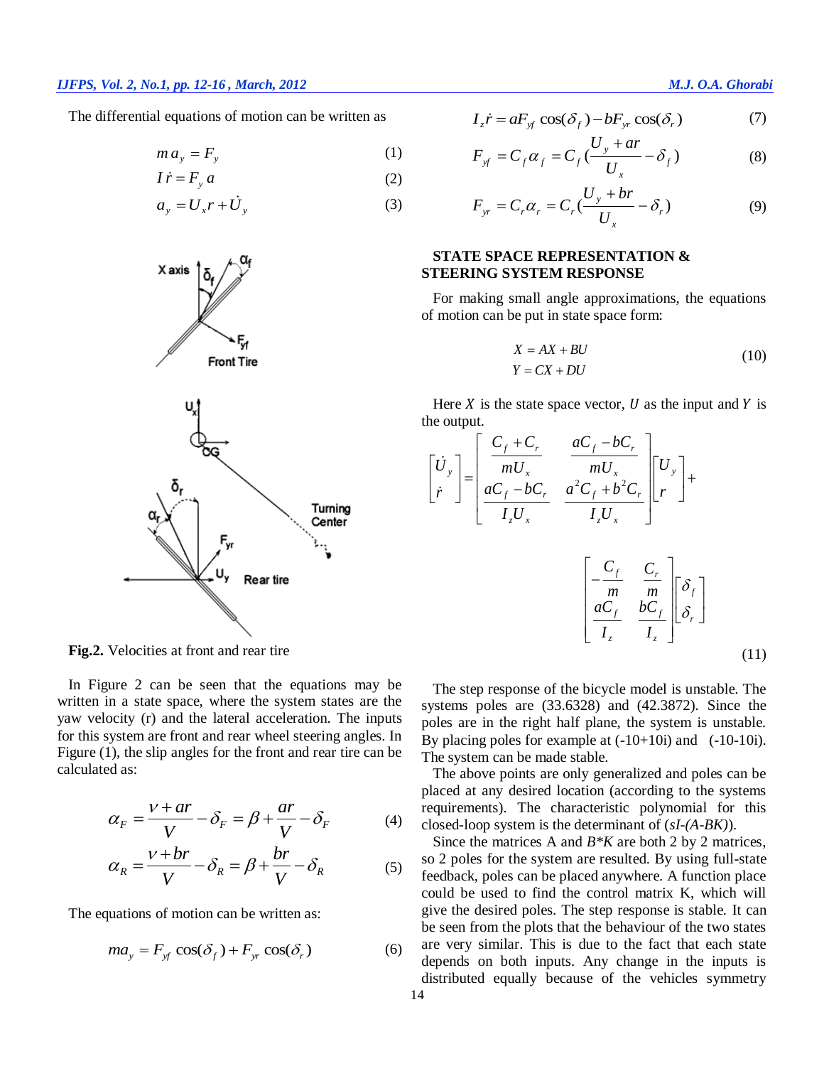The differential equations of motion can be written as

$$m\,a_y = F_y \tag{1}$$

$$I\,\dot{r} = F_y\,a \tag{2}$$

$$a_y = U_x r + \dot{U}_y \tag{3}$$

**Fig.2.** Velocities at front and rear tire

In Figure 2 can be seen that the equations may be written in a state space, where the system states are the yaw velocity (r) and the lateral acceleration. The inputs for this system are front and rear wheel steering angles. In Figure (1), the slip angles for the front and rear tire can be calculated as:

$$\alpha_F = \frac{\nu + ar}{V} - \delta_F = \beta + \frac{ar}{V} - \delta_F \tag{4}$$

$$\alpha_R = \frac{\nu + br}{V} - \delta_R = \beta + \frac{br}{V} - \delta_R \tag{5}$$

The equations of motion can be written as:

$$ma_y = F_{yf}\cos(\delta_f) + F_{yr}\cos(\delta_r) \tag{6}$$

$$I_z\dot{r} = aF_{yf}\cos(\delta_f) - bF_{yr}\cos(\delta_r) \tag{7}$$

$$F_{yf} = C_f\alpha_f = C_f\left(\frac{U_y + ar}{U_x} - \delta_f\right) \tag{8}$$

$$F_{yr} = C_r\alpha_r = C_r\left(\frac{U_y + br}{U_x} - \delta_r\right) \tag{9}$$

## STATE SPACE REPRESENTATION & STEERING SYSTEM RESPONSE

For making small angle approximations, the equations of motion can be put in state space form:

$$\begin{aligned} X &= AX + BU \\ Y &= CX + DU \end{aligned} \tag{10}$$

Here $X$ is the state space vector, $U$ as the input and $Y$ is the output.

$$\begin{bmatrix} \dot{U}_y \\ \dot{r} \end{bmatrix} = \begin{bmatrix} \dfrac{C_f + C_r}{mU_x} & \dfrac{aC_f - bC_r}{mU_x} \\ \dfrac{aC_f - bC_r}{I_z U_x} & \dfrac{a^2C_f + b^2C_r}{I_z U_x} \end{bmatrix} \begin{bmatrix} U_y \\ r \end{bmatrix} + \begin{bmatrix} -\dfrac{C_f}{m} & \dfrac{C_r}{m} \\ \dfrac{aC_f}{I_z} & \dfrac{bC_f}{I_z} \end{bmatrix} \begin{bmatrix} \delta_f \\ \delta_r \end{bmatrix} \tag{11}$$

The step response of the bicycle model is unstable. The systems poles are (33.6328) and (42.3872). Since the poles are in the right half plane, the system is unstable. By placing poles for example at (-10+10i) and (-10-10i). The system can be made stable.

The above points are only generalized and poles can be placed at any desired location (according to the systems requirements). The characteristic polynomial for this closed-loop system is the determinant of (*sI-(A-BK)*).

Since the matrices A and *B\*K* are both 2 by 2 matrices, so 2 poles for the system are resulted. By using full-state feedback, poles can be placed anywhere. A function place could be used to find the control matrix K, which will give the desired poles. The step response is stable. It can be seen from the plots that the behaviour of the two states are very similar. This is due to the fact that each state depends on both inputs. Any change in the inputs is distributed equally because of the vehicles symmetry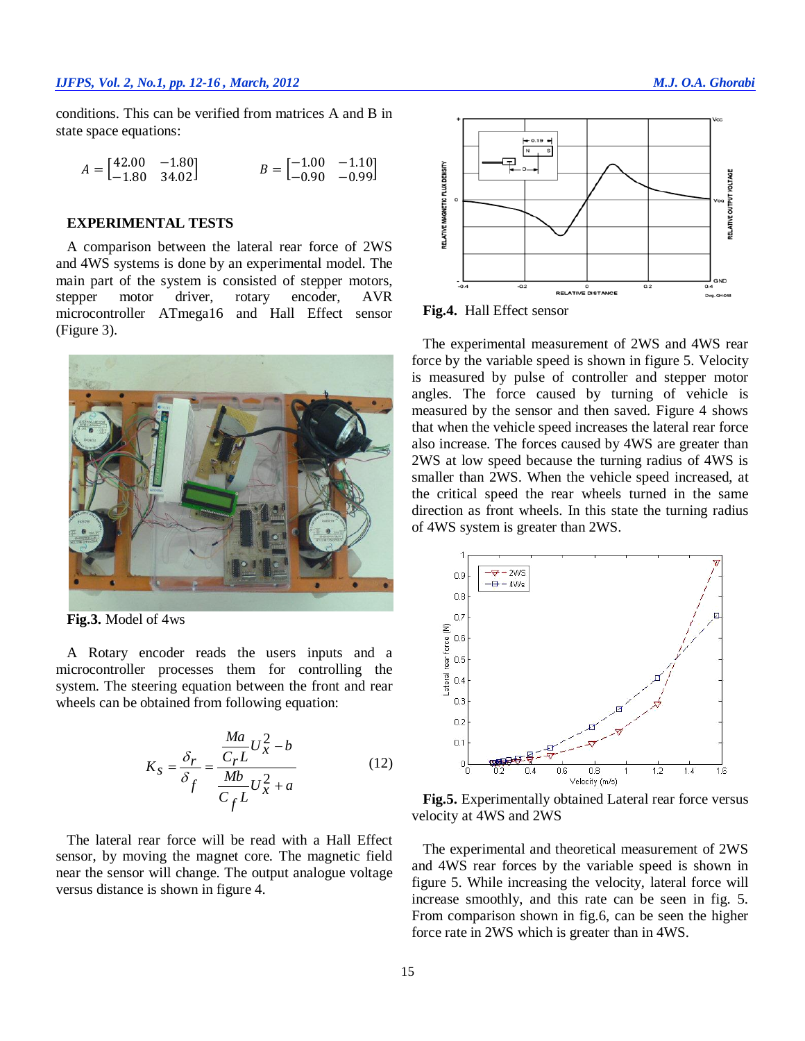conditions. This can be verified from matrices A and B in state space equations:

$$A = \begin{bmatrix} 42.00 & -1.80 \\ -1.80 & 34.02 \end{bmatrix} \qquad B = \begin{bmatrix} -1.00 & -1.10 \\ -0.90 & -0.99 \end{bmatrix}$$

## EXPERIMENTAL TESTS

A comparison between the lateral rear force of 2WS and 4WS systems is done by an experimental model. The main part of the system is consisted of stepper motors, stepper motor driver, rotary encoder, AVR microcontroller ATmega16 and Hall Effect sensor (Figure 3).

**Fig.3.** Model of 4ws

A Rotary encoder reads the users inputs and a microcontroller processes them for controlling the system. The steering equation between the front and rear wheels can be obtained from following equation:

$$K_S = \frac{\delta_r}{\delta_f} = \frac{\frac{Ma}{C_r L} U_x^2 - b}{\frac{Mb}{C_f L} U_x^2 + a} \tag{12}$$

The lateral rear force will be read with a Hall Effect sensor, by moving the magnet core. The magnetic field near the sensor will change. The output analogue voltage versus distance is shown in figure 4.

**Fig.4.** Hall Effect sensor

The experimental measurement of 2WS and 4WS rear force by the variable speed is shown in figure 5. Velocity is measured by pulse of controller and stepper motor angles. The force caused by turning of vehicle is measured by the sensor and then saved. Figure 4 shows that when the vehicle speed increases the lateral rear force also increase. The forces caused by 4WS are greater than 2WS at low speed because the turning radius of 4WS is smaller than 2WS. When the vehicle speed increased, at the critical speed the rear wheels turned in the same direction as front wheels. In this state the turning radius of 4WS system is greater than 2WS.

**Fig.5.** Experimentally obtained Lateral rear force versus velocity at 4WS and 2WS

The experimental and theoretical measurement of 2WS and 4WS rear forces by the variable speed is shown in figure 5. While increasing the velocity, lateral force will increase smoothly, and this rate can be seen in fig. 5. From comparison shown in fig.6, can be seen the higher force rate in 2WS which is greater than in 4WS.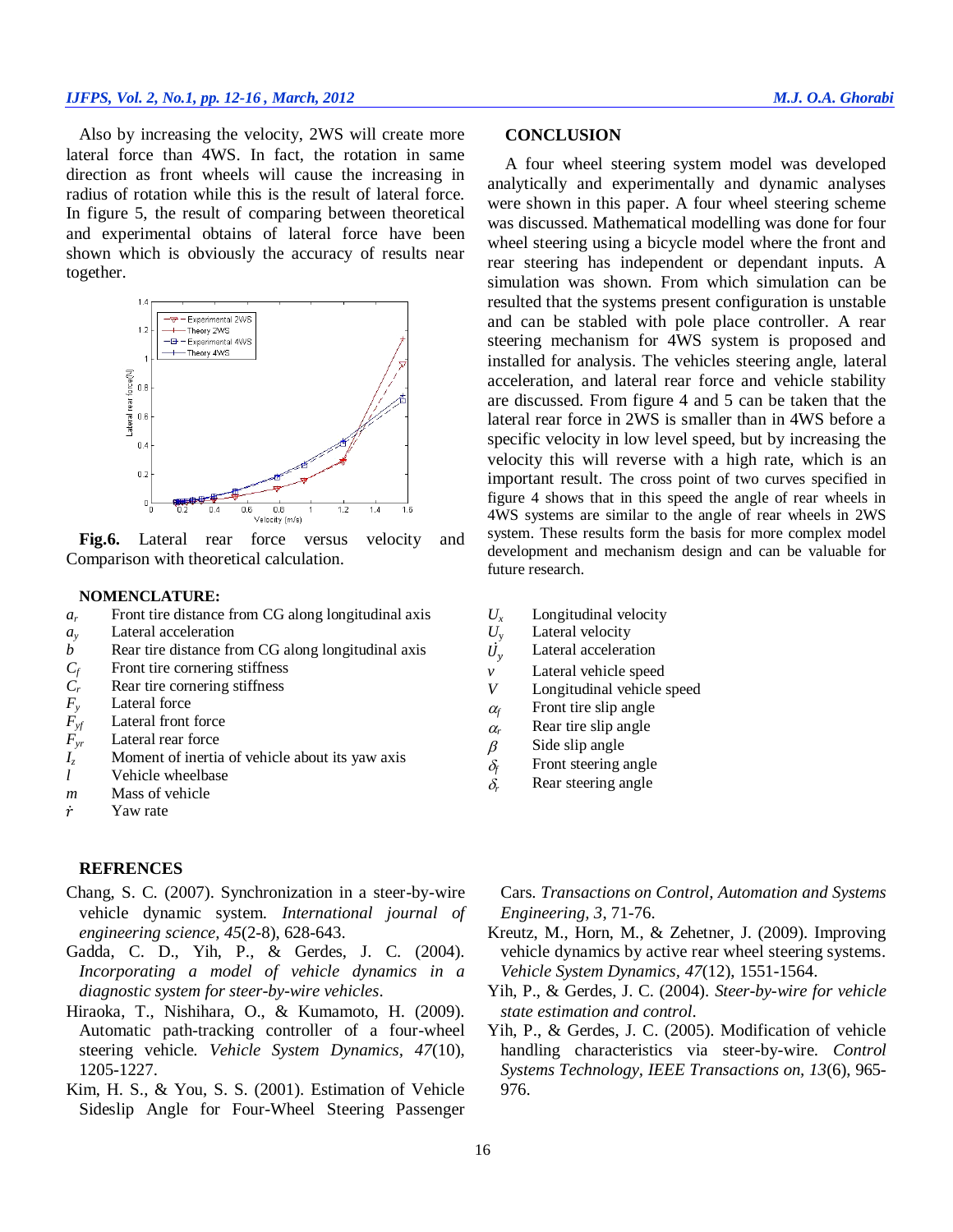Also by increasing the velocity, 2WS will create more lateral force than 4WS. In fact, the rotation in same direction as front wheels will cause the increasing in radius of rotation while this is the result of lateral force. In figure 5, the result of comparing between theoretical and experimental obtains of lateral force have been shown which is obviously the accuracy of results near together.

Experimental 2WS
Theory 2WS
Experimental 4WS
Theory 4WS

Lateral rear force (N)

1.4
1.2
1
0.8
0.6
0.4
0.2
0

0 0.2 0.4 0.6 0.8 1 1.2 1.4 1.6

Velocity (m/s)

**Fig.6.** Lateral rear force versus velocity and Comparison with theoretical calculation.

## NOMENCLATURE:

$a_r$ Front tire distance from CG along longitudinal axis
$a_y$ Lateral acceleration
$b$ Rear tire distance from CG along longitudinal axis
$C_f$ Front tire cornering stiffness
$C_r$ Rear tire cornering stiffness
$F_y$ Lateral force
$F_{yf}$ Lateral front force
$F_{yr}$ Lateral rear force
$I_z$ Moment of inertia of vehicle about its yaw axis
$l$ Vehicle wheelbase
$m$ Mass of vehicle
$\dot{r}$ Yaw rate
$U_x$ Longitudinal velocity
$U_y$ Lateral velocity
$\dot{U}_y$ Lateral acceleration
$v$ Lateral vehicle speed
$V$ Longitudinal vehicle speed
$\alpha_f$ Front tire slip angle
$\alpha_r$ Rear tire slip angle
$\beta$ Side slip angle
$\delta_f$ Front steering angle
$\delta_r$ Rear steering angle

## CONCLUSION

A four wheel steering system model was developed analytically and experimentally and dynamic analyses were shown in this paper. A four wheel steering scheme was discussed. Mathematical modelling was done for four wheel steering using a bicycle model where the front and rear steering has independent or dependant inputs. A simulation was shown. From which simulation can be resulted that the systems present configuration is unstable and can be stabled with pole place controller. A rear steering mechanism for 4WS system is proposed and installed for analysis. The vehicles steering angle, lateral acceleration, and lateral rear force and vehicle stability are discussed. From figure 4 and 5 can be taken that the lateral rear force in 2WS is smaller than in 4WS before a specific velocity in low level speed, but by increasing the velocity this will reverse with a high rate, which is an important result. The cross point of two curves specified in figure 4 shows that in this speed the angle of rear wheels in 4WS systems are similar to the angle of rear wheels in 2WS system. These results form the basis for more complex model development and mechanism design and can be valuable for future research.

## REFRENCES

Chang, S. C. (2007). Synchronization in a steer-by-wire vehicle dynamic system. *International journal of engineering science, 45*(2-8), 628-643.

Gadda, C. D., Yih, P., & Gerdes, J. C. (2004). *Incorporating a model of vehicle dynamics in a diagnostic system for steer-by-wire vehicles*.

Hiraoka, T., Nishihara, O., & Kumamoto, H. (2009). Automatic path-tracking controller of a four-wheel steering vehicle. *Vehicle System Dynamics, 47*(10), 1205-1227.

Kim, H. S., & You, S. S. (2001). Estimation of Vehicle Sideslip Angle for Four-Wheel Steering Passenger Cars. *Transactions on Control, Automation and Systems Engineering, 3*, 71-76.

Kreutz, M., Horn, M., & Zehetner, J. (2009). Improving vehicle dynamics by active rear wheel steering systems. *Vehicle System Dynamics, 47*(12), 1551-1564.

Yih, P., & Gerdes, J. C. (2004). *Steer-by-wire for vehicle state estimation and control*.

Yih, P., & Gerdes, J. C. (2005). Modification of vehicle handling characteristics via steer-by-wire. *Control Systems Technology, IEEE Transactions on, 13*(6), 965-976.